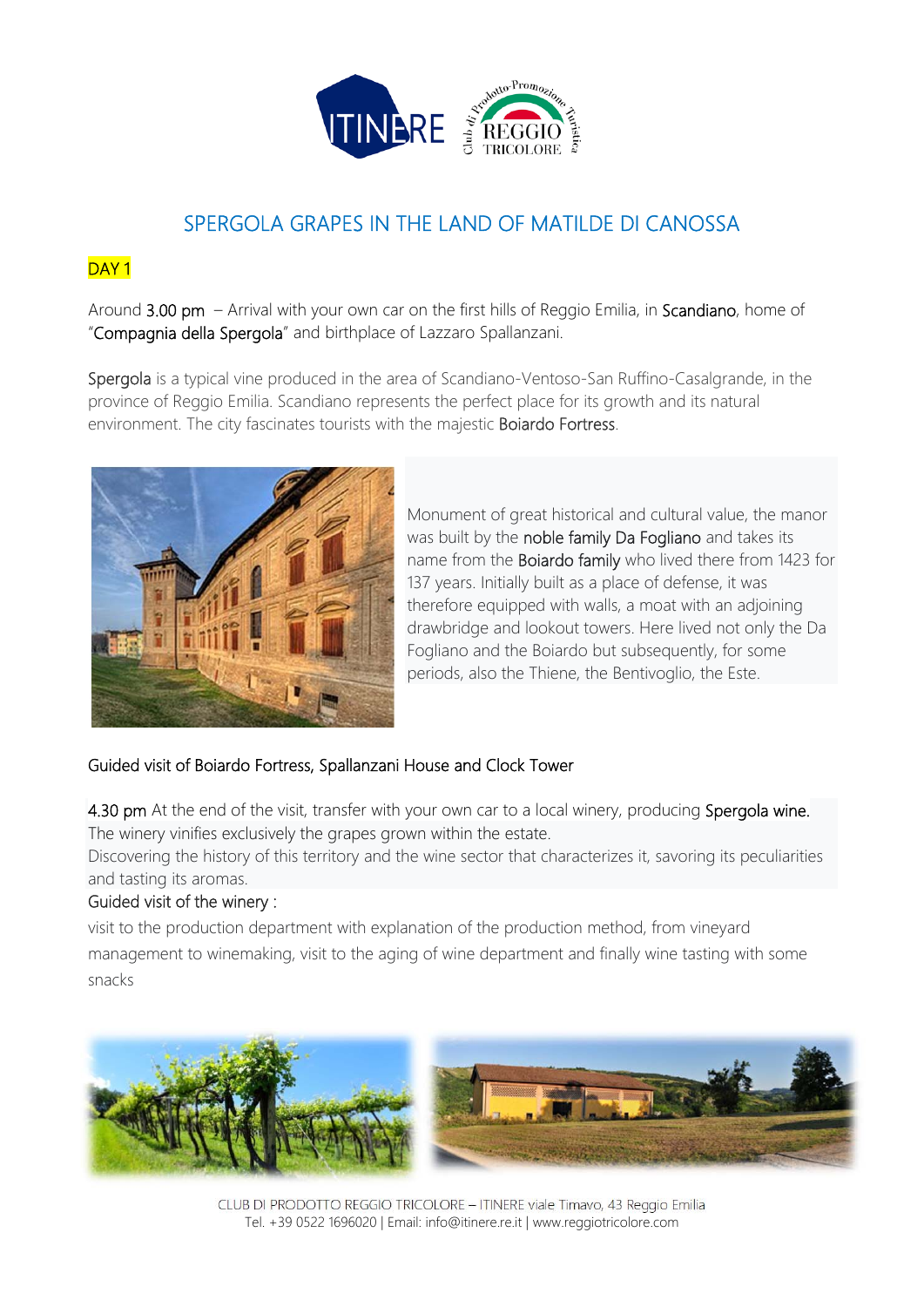# SPERGOLA GRAPES IN THE LAND OF MATILDE DI CANOSSA

## DAY 1

Around 3.00 pm – Arrival with your own car on the first hills of Reggio Emilia, in Scandiano, home of "Compagnia della Spergola" and birthplace of Lazzaro Spallanzani.

Spergola is a typical vine produced in the area of Scandiano-Ventoso-San Ruffino-Casalgrande, in the province of Reggio Emilia. Scandiano represents the perfect place for its growth and its natural environment. The city fascinates tourists with the majestic Boiardo Fortress.

Monument of great historical and cultural value, the manor was built by the noble family Da Fogliano and takes its name from the Boiardo family who lived there from 1423 for 137 years. Initially built as a place of defense, it was therefore equipped with walls, a moat with an adjoining drawbridge and lookout towers. Here lived not only the Da Fogliano and the Boiardo but subsequently, for some periods, also the Thiene, the Bentivoglio, the Este.

Guided visit of Boiardo Fortress, Spallanzani House and Clock Tower

4.30 pm At the end of the visit, transfer with your own car to a local winery, producing Spergola wine. The winery vinifies exclusively the grapes grown within the estate.
Discovering the history of this territory and the wine sector that characterizes it, savoring its peculiarities and tasting its aromas.

Guided visit of the winery :
visit to the production department with explanation of the production method, from vineyard management to winemaking, visit to the aging of wine department and finally wine tasting with some snacks

CLUB DI PRODOTTO REGGIO TRICOLORE – ITINERE viale Timavo, 43 Reggio Emilia
Tel. +39 0522 1696020 | Email: info@itinere.re.it | www.reggiotricolore.com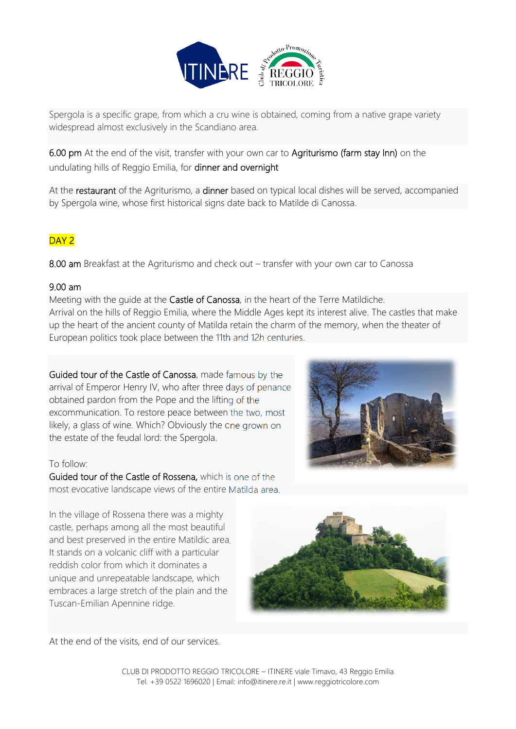Spergola is a specific grape, from which a cru wine is obtained, coming from a native grape variety widespread almost exclusively in the Scandiano area.

6.00 pm At the end of the visit, transfer with your own car to Agriturismo (farm stay Inn) on the undulating hills of Reggio Emilia, for dinner and overnight

At the restaurant of the Agriturismo, a dinner based on typical local dishes will be served, accompanied by Spergola wine, whose first historical signs date back to Matilde di Canossa.

## DAY 2

8.00 am Breakfast at the Agriturismo and check out – transfer with your own car to Canossa

9.00 am
Meeting with the guide at the Castle of Canossa, in the heart of the Terre Matildiche.
Arrival on the hills of Reggio Emilia, where the Middle Ages kept its interest alive. The castles that make up the heart of the ancient county of Matilda retain the charm of the memory, when the theater of European politics took place between the 11th and 12h centuries.

Guided tour of the Castle of Canossa, made famous by the arrival of Emperor Henry IV, who after three days of penance obtained pardon from the Pope and the lifting of the excommunication. To restore peace between the two, most likely, a glass of wine. Which? Obviously the one grown on the estate of the feudal lord: the Spergola.

To follow:
Guided tour of the Castle of Rossena, which is one of the most evocative landscape views of the entire Matilda area.

In the village of Rossena there was a mighty castle, perhaps among all the most beautiful and best preserved in the entire Matildic area. It stands on a volcanic cliff with a particular reddish color from which it dominates a unique and unrepeatable landscape, which embraces a large stretch of the plain and the Tuscan-Emilian Apennine ridge.

At the end of the visits, end of our services.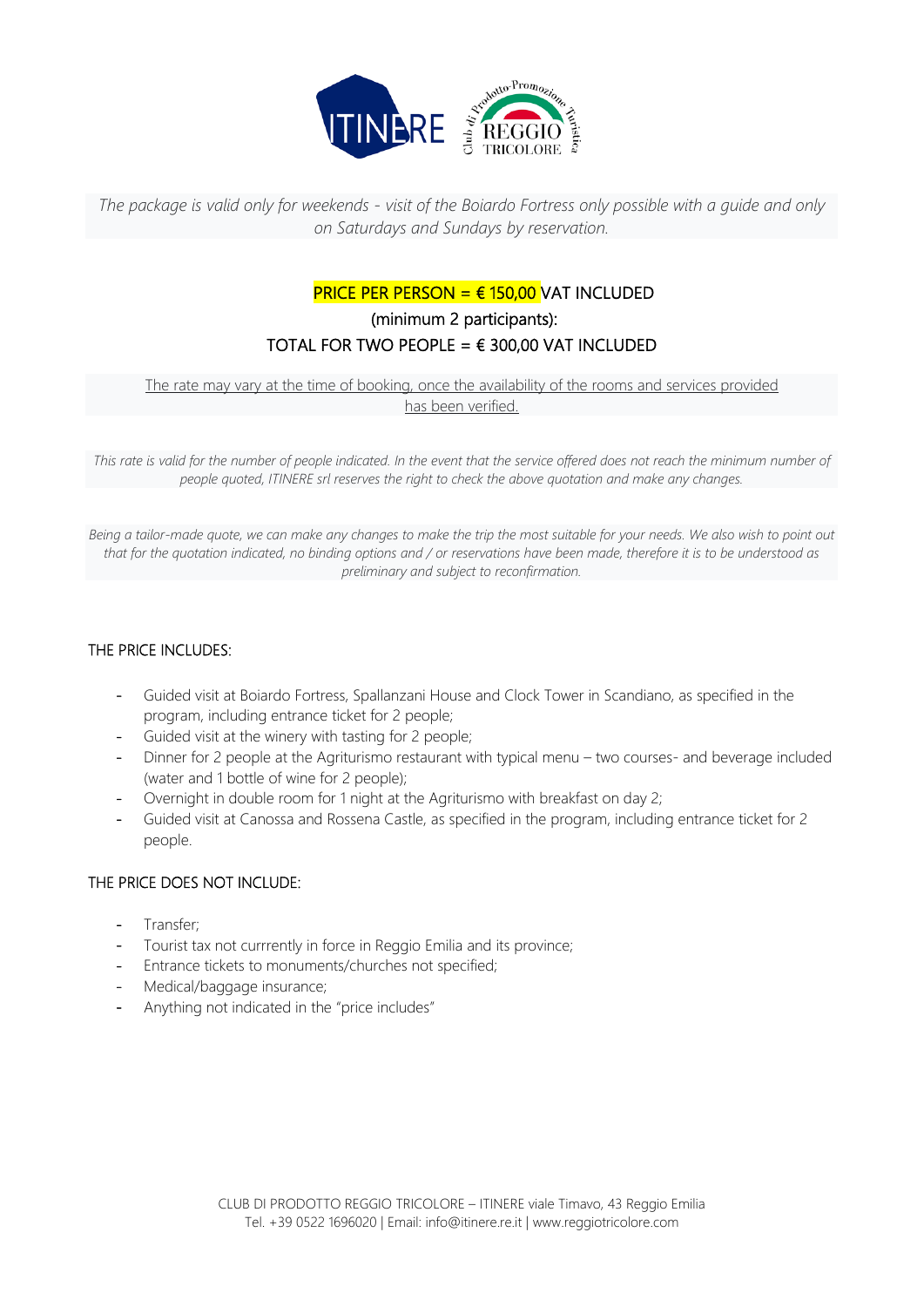*The package is valid only for weekends - visit of the Boiardo Fortress only possible with a guide and only on Saturdays and Sundays by reservation.*

**PRICE PER PERSON = € 150,00 VAT INCLUDED**

**(minimum 2 participants):**

**TOTAL FOR TWO PEOPLE = € 300,00 VAT INCLUDED**

The rate may vary at the time of booking, once the availability of the rooms and services provided has been verified.

*This rate is valid for the number of people indicated. In the event that the service offered does not reach the minimum number of people quoted, ITINERE srl reserves the right to check the above quotation and make any changes.*

*Being a tailor-made quote, we can make any changes to make the trip the most suitable for your needs. We also wish to point out that for the quotation indicated, no binding options and / or reservations have been made, therefore it is to be understood as preliminary and subject to reconfirmation.*

## THE PRICE INCLUDES:

- Guided visit at Boiardo Fortress, Spallanzani House and Clock Tower in Scandiano, as specified in the program, including entrance ticket for 2 people;
- Guided visit at the winery with tasting for 2 people;
- Dinner for 2 people at the Agriturismo restaurant with typical menu – two courses- and beverage included (water and 1 bottle of wine for 2 people);
- Overnight in double room for 1 night at the Agriturismo with breakfast on day 2;
- Guided visit at Canossa and Rossena Castle, as specified in the program, including entrance ticket for 2 people.

## THE PRICE DOES NOT INCLUDE:

- Transfer;
- Tourist tax not currrently in force in Reggio Emilia and its province;
- Entrance tickets to monuments/churches not specified;
- Medical/baggage insurance;
- Anything not indicated in the "price includes"

CLUB DI PRODOTTO REGGIO TRICOLORE – ITINERE viale Timavo, 43 Reggio Emilia
Tel. +39 0522 1696020 | Email: info@itinere.re.it | www.reggiotricolore.com